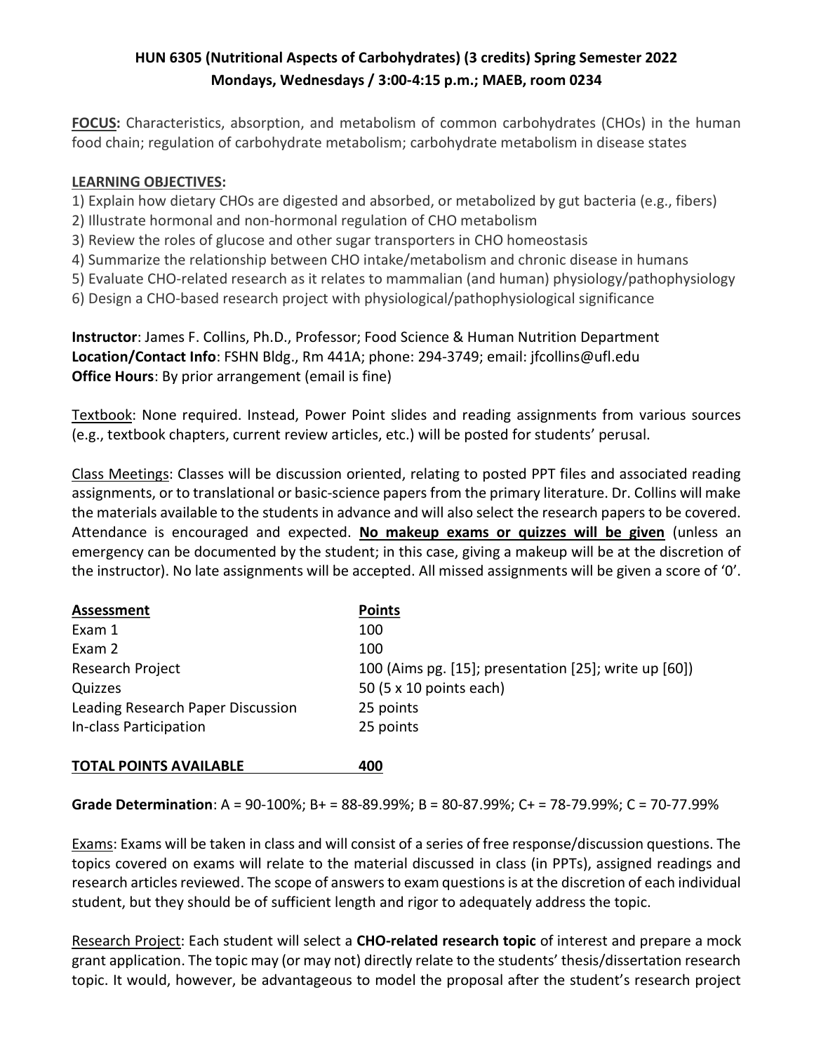**HUN 6305 (Nutritional Aspects of Carbohydrates) (3 credits) Spring Semester 2022**
**Mondays, Wednesdays / 3:00-4:15 p.m.; MAEB, room 0234**

**FOCUS:** Characteristics, absorption, and metabolism of common carbohydrates (CHOs) in the human food chain; regulation of carbohydrate metabolism; carbohydrate metabolism in disease states

**LEARNING OBJECTIVES:**

1) Explain how dietary CHOs are digested and absorbed, or metabolized by gut bacteria (e.g., fibers)
2) Illustrate hormonal and non-hormonal regulation of CHO metabolism
3) Review the roles of glucose and other sugar transporters in CHO homeostasis
4) Summarize the relationship between CHO intake/metabolism and chronic disease in humans
5) Evaluate CHO-related research as it relates to mammalian (and human) physiology/pathophysiology
6) Design a CHO-based research project with physiological/pathophysiological significance

**Instructor**: James F. Collins, Ph.D., Professor; Food Science & Human Nutrition Department
**Location/Contact Info**: FSHN Bldg., Rm 441A; phone: 294-3749; email: jfcollins@ufl.edu
**Office Hours**: By prior arrangement (email is fine)

Textbook: None required. Instead, Power Point slides and reading assignments from various sources (e.g., textbook chapters, current review articles, etc.) will be posted for students' perusal.

Class Meetings: Classes will be discussion oriented, relating to posted PPT files and associated reading assignments, or to translational or basic-science papers from the primary literature. Dr. Collins will make the materials available to the students in advance and will also select the research papers to be covered. Attendance is encouraged and expected. **No makeup exams or quizzes will be given** (unless an emergency can be documented by the student; in this case, giving a makeup will be at the discretion of the instructor). No late assignments will be accepted. All missed assignments will be given a score of '0'.

| Assessment | Points |
|---|---|
| Exam 1 | 100 |
| Exam 2 | 100 |
| Research Project | 100 (Aims pg. [15]; presentation [25]; write up [60]) |
| Quizzes | 50 (5 x 10 points each) |
| Leading Research Paper Discussion | 25 points |
| In-class Participation | 25 points |
| **TOTAL POINTS AVAILABLE** | **400** |

**Grade Determination**: A = 90-100%; B+ = 88-89.99%; B = 80-87.99%; C+ = 78-79.99%; C = 70-77.99%

Exams: Exams will be taken in class and will consist of a series of free response/discussion questions. The topics covered on exams will relate to the material discussed in class (in PPTs), assigned readings and research articles reviewed. The scope of answers to exam questions is at the discretion of each individual student, but they should be of sufficient length and rigor to adequately address the topic.

Research Project: Each student will select a **CHO-related research topic** of interest and prepare a mock grant application. The topic may (or may not) directly relate to the students' thesis/dissertation research topic. It would, however, be advantageous to model the proposal after the student's research project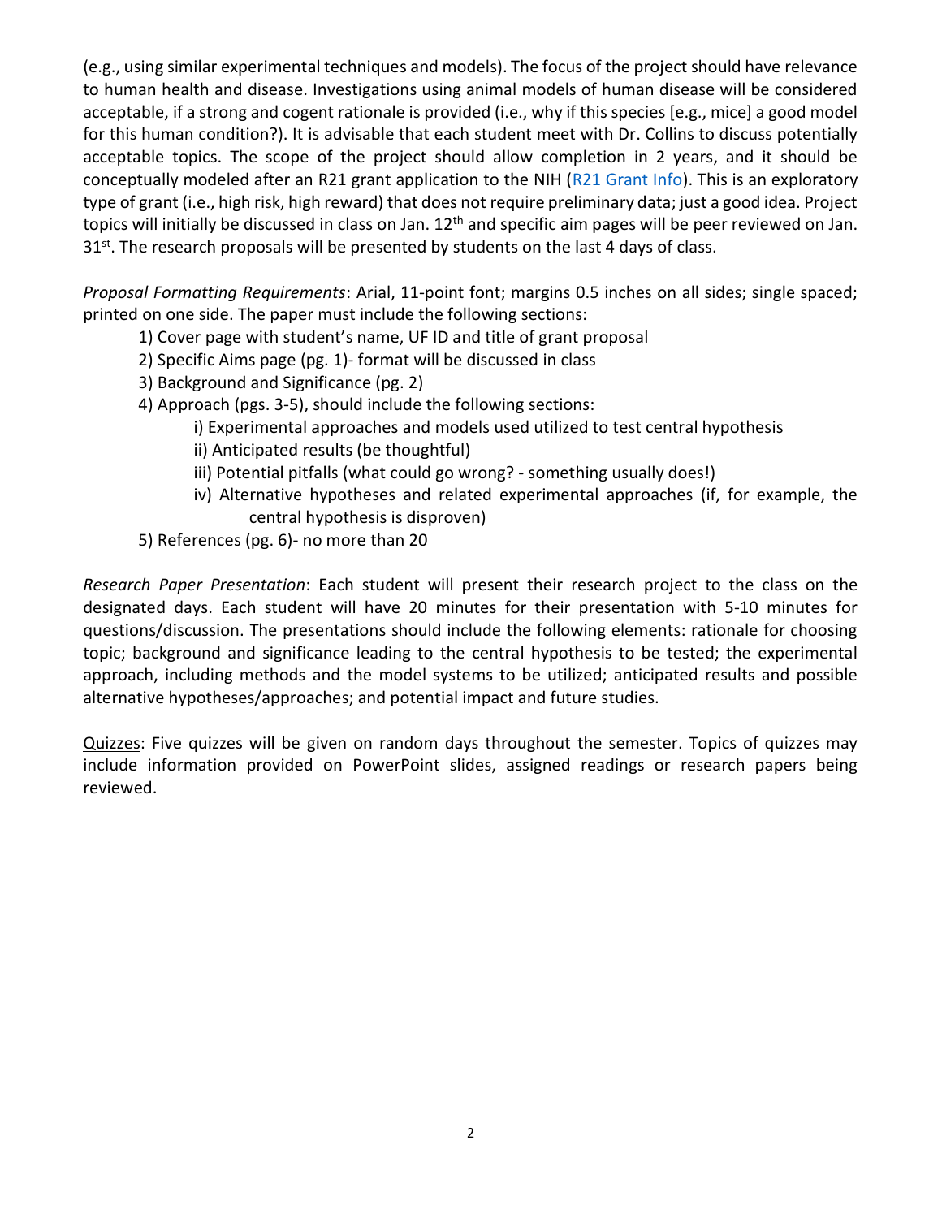(e.g., using similar experimental techniques and models). The focus of the project should have relevance to human health and disease. Investigations using animal models of human disease will be considered acceptable, if a strong and cogent rationale is provided (i.e., why if this species [e.g., mice] a good model for this human condition?). It is advisable that each student meet with Dr. Collins to discuss potentially acceptable topics. The scope of the project should allow completion in 2 years, and it should be conceptually modeled after an R21 grant application to the NIH ([R21 Grant Info]()). This is an exploratory type of grant (i.e., high risk, high reward) that does not require preliminary data; just a good idea. Project topics will initially be discussed in class on Jan. 12th and specific aim pages will be peer reviewed on Jan. 31st. The research proposals will be presented by students on the last 4 days of class.

*Proposal Formatting Requirements*: Arial, 11-point font; margins 0.5 inches on all sides; single spaced; printed on one side. The paper must include the following sections:

1) Cover page with student's name, UF ID and title of grant proposal
2) Specific Aims page (pg. 1)- format will be discussed in class
3) Background and Significance (pg. 2)
4) Approach (pgs. 3-5), should include the following sections:
    - i) Experimental approaches and models used utilized to test central hypothesis
    - ii) Anticipated results (be thoughtful)
    - iii) Potential pitfalls (what could go wrong? - something usually does!)
    - iv) Alternative hypotheses and related experimental approaches (if, for example, the central hypothesis is disproven)
5) References (pg. 6)- no more than 20

*Research Paper Presentation*: Each student will present their research project to the class on the designated days. Each student will have 20 minutes for their presentation with 5-10 minutes for questions/discussion. The presentations should include the following elements: rationale for choosing topic; background and significance leading to the central hypothesis to be tested; the experimental approach, including methods and the model systems to be utilized; anticipated results and possible alternative hypotheses/approaches; and potential impact and future studies.

<u>Quizzes</u>: Five quizzes will be given on random days throughout the semester. Topics of quizzes may include information provided on PowerPoint slides, assigned readings or research papers being reviewed.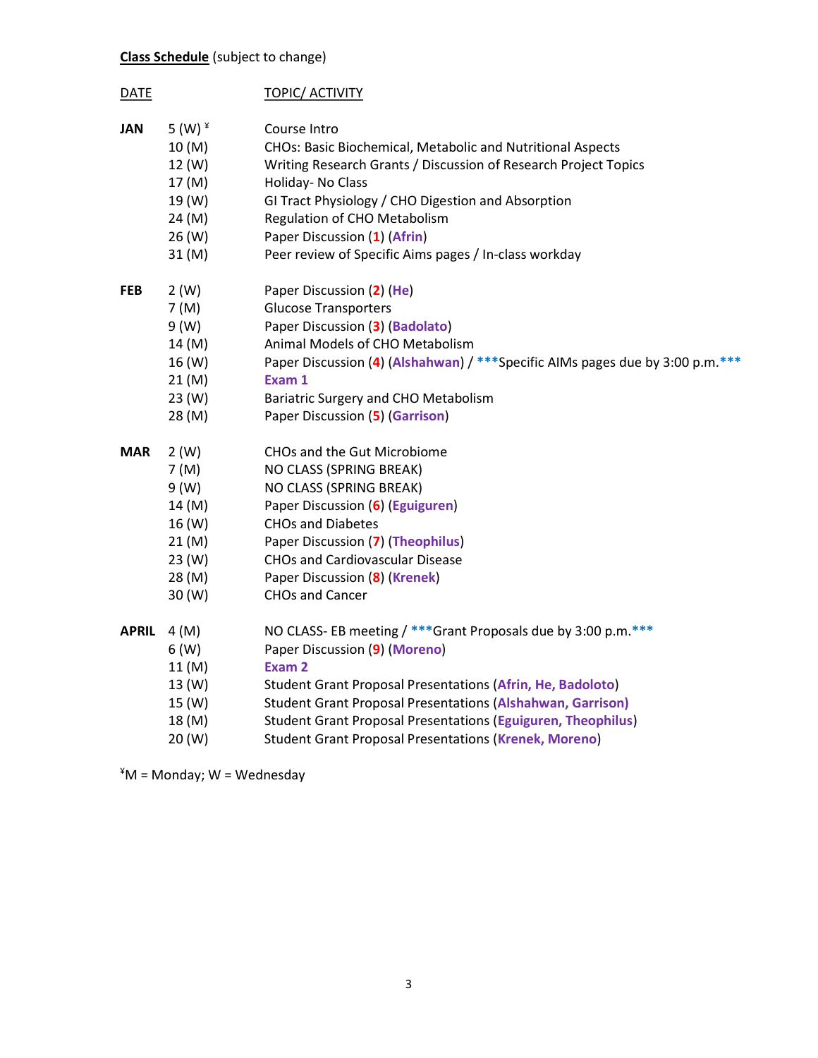**<u>Class Schedule</u>** (subject to change)

| DATE | | TOPIC/ ACTIVITY |
|---|---|---|
| **JAN** | 5 (W) ¥ | Course Intro |
| | 10 (M) | CHOs: Basic Biochemical, Metabolic and Nutritional Aspects |
| | 12 (W) | Writing Research Grants / Discussion of Research Project Topics |
| | 17 (M) | Holiday- No Class |
| | 19 (W) | GI Tract Physiology / CHO Digestion and Absorption |
| | 24 (M) | Regulation of CHO Metabolism |
| | 26 (W) | Paper Discussion (**1**) (**Afrin**) |
| | 31 (M) | Peer review of Specific Aims pages / In-class workday |
| **FEB** | 2 (W) | Paper Discussion (**2**) (**He**) |
| | 7 (M) | Glucose Transporters |
| | 9 (W) | Paper Discussion (**3**) (**Badolato**) |
| | 14 (M) | Animal Models of CHO Metabolism |
| | 16 (W) | Paper Discussion (**4**) (**Alshahwan**) / **\*\*\***Specific AIMs pages due by 3:00 p.m.**\*\*\*** |
| | 21 (M) | **Exam 1** |
| | 23 (W) | Bariatric Surgery and CHO Metabolism |
| | 28 (M) | Paper Discussion (**5**) (**Garrison**) |
| **MAR** | 2 (W) | CHOs and the Gut Microbiome |
| | 7 (M) | NO CLASS (SPRING BREAK) |
| | 9 (W) | NO CLASS (SPRING BREAK) |
| | 14 (M) | Paper Discussion (**6**) (**Eguiguren**) |
| | 16 (W) | CHOs and Diabetes |
| | 21 (M) | Paper Discussion (**7**) (**Theophilus**) |
| | 23 (W) | CHOs and Cardiovascular Disease |
| | 28 (M) | Paper Discussion (**8**) (**Krenek**) |
| | 30 (W) | CHOs and Cancer |
| **APRIL** | 4 (M) | NO CLASS- EB meeting / **\*\*\***Grant Proposals due by 3:00 p.m.**\*\*\*** |
| | 6 (W) | Paper Discussion (**9**) (**Moreno**) |
| | 11 (M) | **Exam 2** |
| | 13 (W) | Student Grant Proposal Presentations (**Afrin, He, Badoloto**) |
| | 15 (W) | Student Grant Proposal Presentations (**Alshahwan, Garrison)** |
| | 18 (M) | Student Grant Proposal Presentations (**Eguiguren, Theophilus**) |
| | 20 (W) | Student Grant Proposal Presentations (**Krenek, Moreno**) |

¥M = Monday; W = Wednesday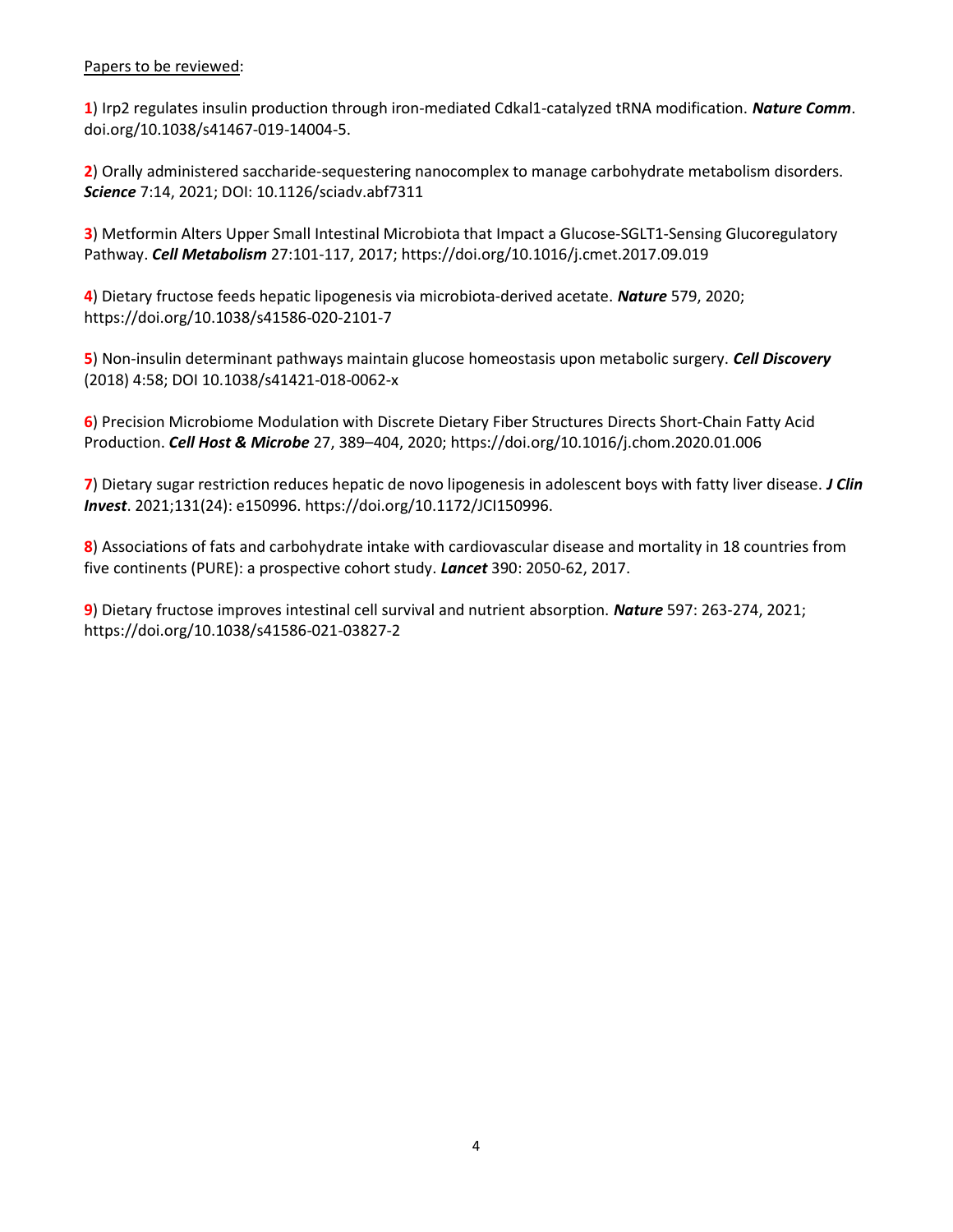Papers to be reviewed:

**1**) Irp2 regulates insulin production through iron-mediated Cdkal1-catalyzed tRNA modification. ***Nature Comm***. doi.org/10.1038/s41467-019-14004-5.

**2**) Orally administered saccharide-sequestering nanocomplex to manage carbohydrate metabolism disorders. ***Science*** 7:14, 2021; DOI: 10.1126/sciadv.abf7311

**3**) Metformin Alters Upper Small Intestinal Microbiota that Impact a Glucose-SGLT1-Sensing Glucoregulatory Pathway. ***Cell Metabolism*** 27:101-117, 2017; https://doi.org/10.1016/j.cmet.2017.09.019

**4**) Dietary fructose feeds hepatic lipogenesis via microbiota-derived acetate. ***Nature*** 579, 2020; https://doi.org/10.1038/s41586-020-2101-7

**5**) Non-insulin determinant pathways maintain glucose homeostasis upon metabolic surgery. ***Cell Discovery*** (2018) 4:58; DOI 10.1038/s41421-018-0062-x

**6**) Precision Microbiome Modulation with Discrete Dietary Fiber Structures Directs Short-Chain Fatty Acid Production. ***Cell Host & Microbe*** 27, 389–404, 2020; https://doi.org/10.1016/j.chom.2020.01.006

**7**) Dietary sugar restriction reduces hepatic de novo lipogenesis in adolescent boys with fatty liver disease. ***J Clin Invest***. 2021;131(24): e150996. https://doi.org/10.1172/JCI150996.

**8**) Associations of fats and carbohydrate intake with cardiovascular disease and mortality in 18 countries from five continents (PURE): a prospective cohort study. ***Lancet*** 390: 2050-62, 2017.

**9**) Dietary fructose improves intestinal cell survival and nutrient absorption. ***Nature*** 597: 263-274, 2021; https://doi.org/10.1038/s41586-021-03827-2